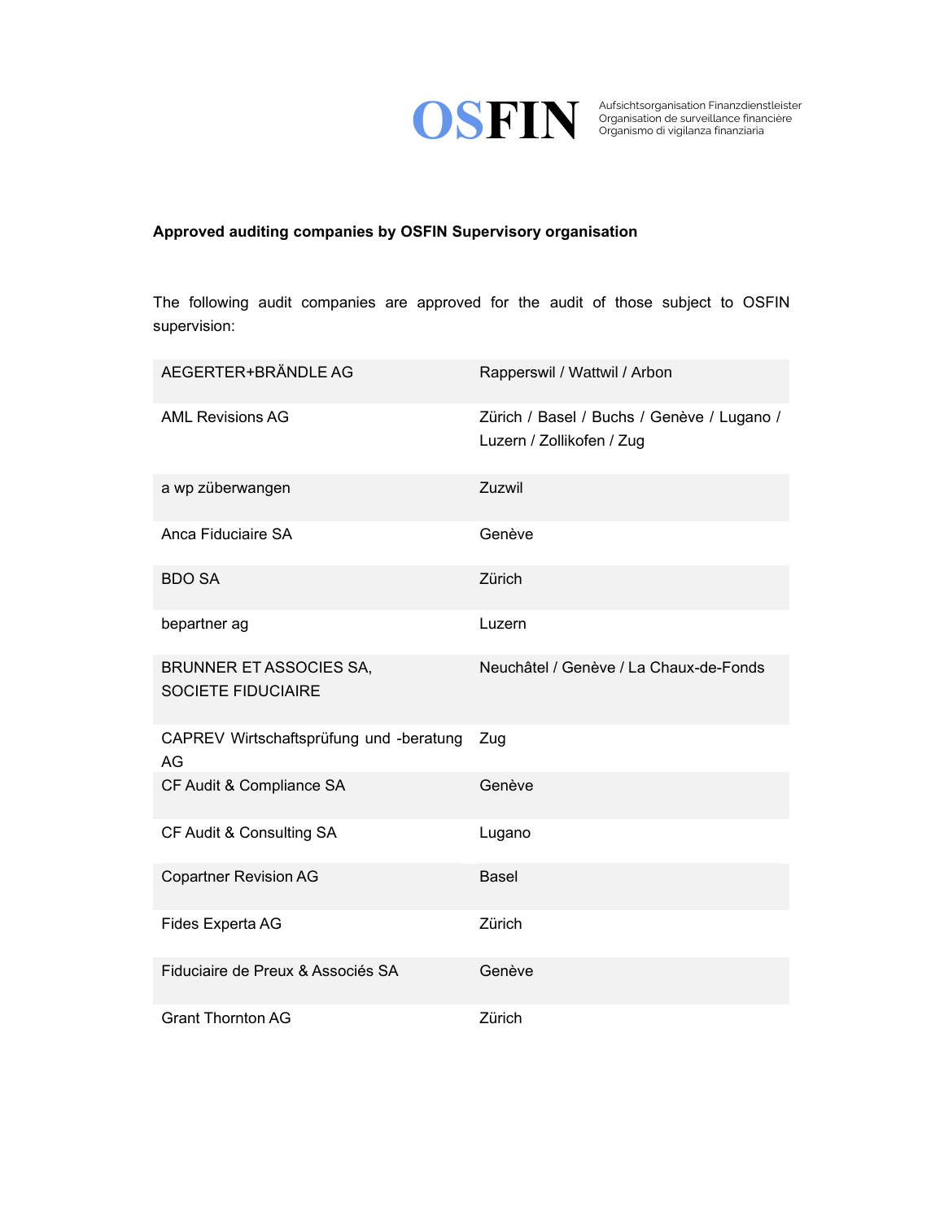**OSFIN**

Aufsichtsorganisation Finanzdienstleister
Organisation de surveillance financière
Organismo di vigilanza finanziaria

**Approved auditing companies by OSFIN Supervisory organisation**

The following audit companies are approved for the audit of those subject to OSFIN supervision:

| | |
|---|---|
| AEGERTER+BRÄNDLE AG | Rapperswil / Wattwil / Arbon |
| AML Revisions AG | Zürich / Basel / Buchs / Genève / Lugano / Luzern / Zollikofen / Zug |
| a wp züberwangen | Zuzwil |
| Anca Fiduciaire SA | Genève |
| BDO SA | Zürich |
| bepartner ag | Luzern |
| BRUNNER ET ASSOCIES SA, SOCIETE FIDUCIAIRE | Neuchâtel / Genève / La Chaux-de-Fonds |
| CAPREV Wirtschaftsprüfung und -beratung AG | Zug |
| CF Audit & Compliance SA | Genève |
| CF Audit & Consulting SA | Lugano |
| Copartner Revision AG | Basel |
| Fides Experta AG | Zürich |
| Fiduciaire de Preux & Associés SA | Genève |
| Grant Thornton AG | Zürich |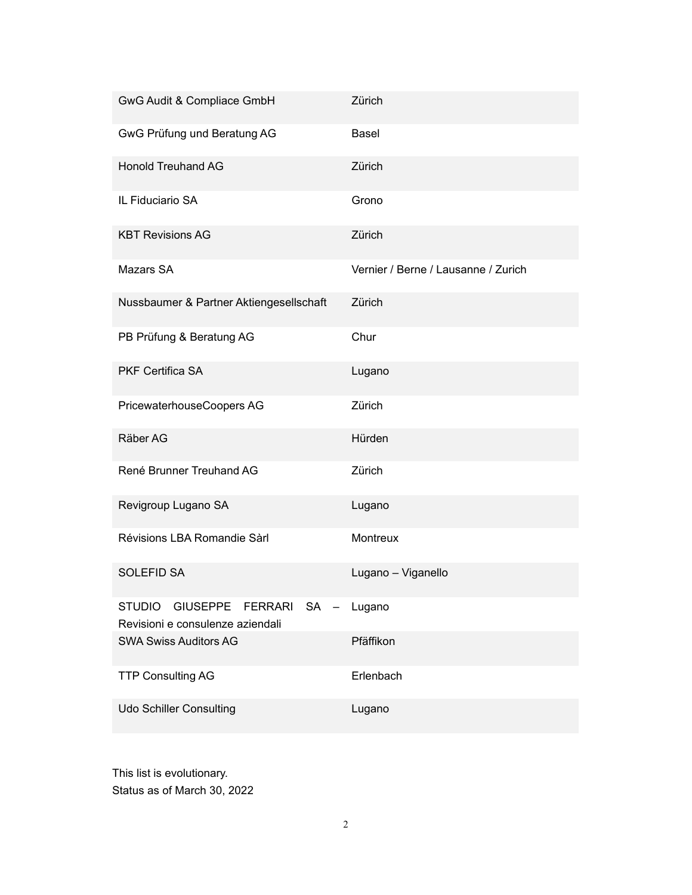| | |
|---|---|
| GwG Audit & Compliace GmbH | Zürich |
| GwG Prüfung und Beratung AG | Basel |
| Honold Treuhand AG | Zürich |
| IL Fiduciario SA | Grono |
| KBT Revisions AG | Zürich |
| Mazars SA | Vernier / Berne / Lausanne / Zurich |
| Nussbaumer & Partner Aktiengesellschaft | Zürich |
| PB Prüfung & Beratung AG | Chur |
| PKF Certifica SA | Lugano |
| PricewaterhouseCoopers AG | Zürich |
| Räber AG | Hürden |
| René Brunner Treuhand AG | Zürich |
| Revigroup Lugano SA | Lugano |
| Révisions LBA Romandie Sàrl | Montreux |
| SOLEFID SA | Lugano – Viganello |
| STUDIO GIUSEPPE FERRARI SA – Revisioni e consulenze aziendali | Lugano |
| SWA Swiss Auditors AG | Pfäffikon |
| TTP Consulting AG | Erlenbach |
| Udo Schiller Consulting | Lugano |

This list is evolutionary.
Status as of March 30, 2022